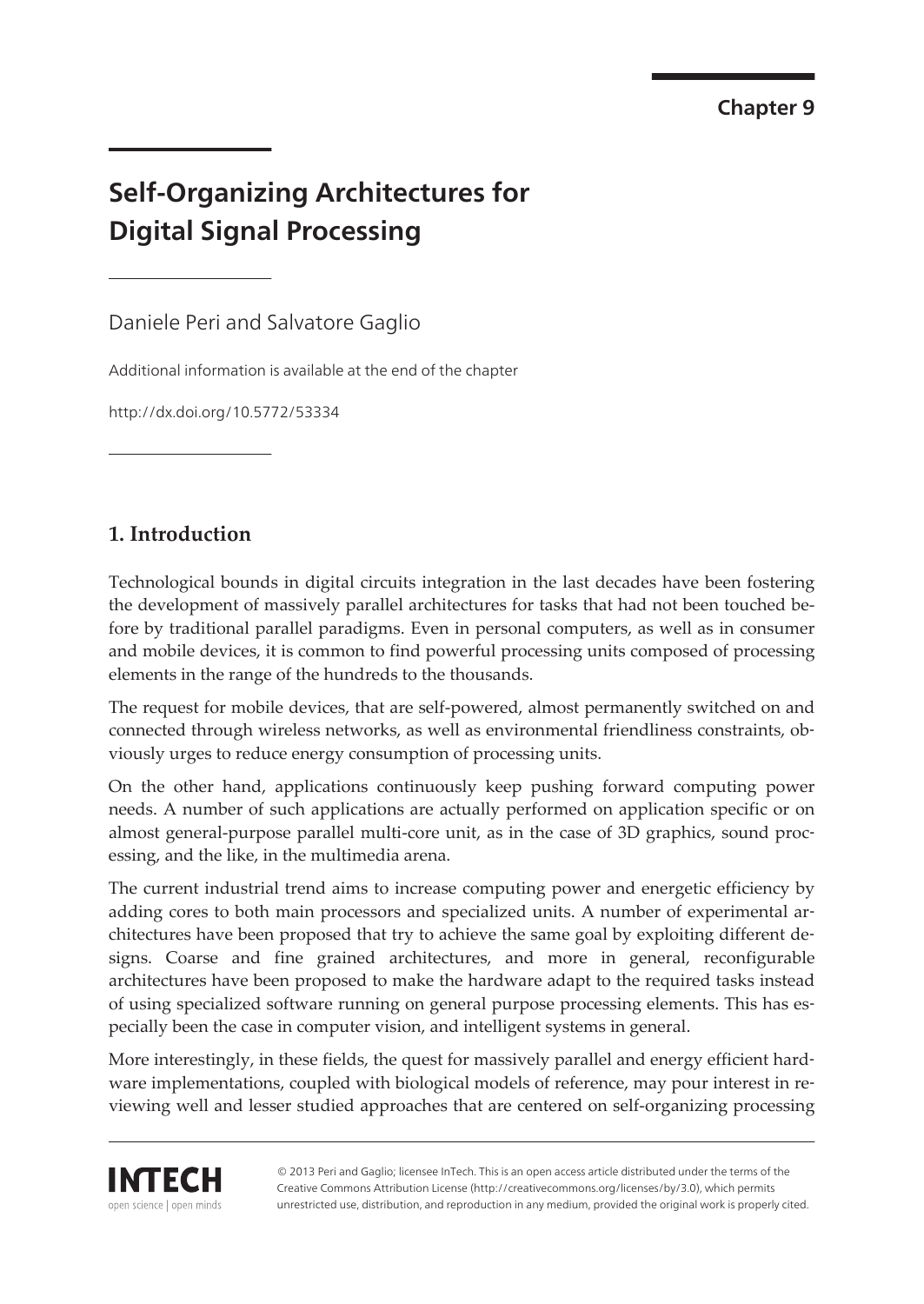Chapter 9

# Self-Organizing Architectures for Digital Signal Processing

Daniele Peri and Salvatore Gaglio

Additional information is available at the end of the chapter

http://dx.doi.org/10.5772/53334

## 1. Introduction

Technological bounds in digital circuits integration in the last decades have been fostering the development of massively parallel architectures for tasks that had not been touched before by traditional parallel paradigms. Even in personal computers, as well as in consumer and mobile devices, it is common to find powerful processing units composed of processing elements in the range of the hundreds to the thousands.

The request for mobile devices, that are self-powered, almost permanently switched on and connected through wireless networks, as well as environmental friendliness constraints, obviously urges to reduce energy consumption of processing units.

On the other hand, applications continuously keep pushing forward computing power needs. A number of such applications are actually performed on application specific or on almost general-purpose parallel multi-core unit, as in the case of 3D graphics, sound processing, and the like, in the multimedia arena.

The current industrial trend aims to increase computing power and energetic efficiency by adding cores to both main processors and specialized units. A number of experimental architectures have been proposed that try to achieve the same goal by exploiting different designs. Coarse and fine grained architectures, and more in general, reconfigurable architectures have been proposed to make the hardware adapt to the required tasks instead of using specialized software running on general purpose processing elements. This has especially been the case in computer vision, and intelligent systems in general.

More interestingly, in these fields, the quest for massively parallel and energy efficient hardware implementations, coupled with biological models of reference, may pour interest in reviewing well and lesser studied approaches that are centered on self-organizing processing

© 2013 Peri and Gaglio; licensee InTech. This is an open access article distributed under the terms of the Creative Commons Attribution License (http://creativecommons.org/licenses/by/3.0), which permits unrestricted use, distribution, and reproduction in any medium, provided the original work is properly cited.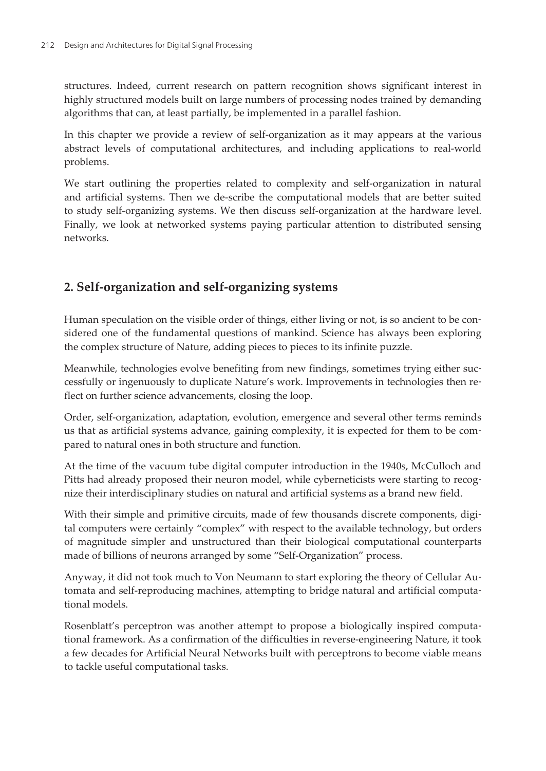structures. Indeed, current research on pattern recognition shows significant interest in highly structured models built on large numbers of processing nodes trained by demanding algorithms that can, at least partially, be implemented in a parallel fashion.

In this chapter we provide a review of self-organization as it may appears at the various abstract levels of computational architectures, and including applications to real-world problems.

We start outlining the properties related to complexity and self-organization in natural and artificial systems. Then we de-scribe the computational models that are better suited to study self-organizing systems. We then discuss self-organization at the hardware level. Finally, we look at networked systems paying particular attention to distributed sensing networks.

## 2. Self-organization and self-organizing systems

Human speculation on the visible order of things, either living or not, is so ancient to be considered one of the fundamental questions of mankind. Science has always been exploring the complex structure of Nature, adding pieces to pieces to its infinite puzzle.

Meanwhile, technologies evolve benefiting from new findings, sometimes trying either successfully or ingenuously to duplicate Nature's work. Improvements in technologies then reflect on further science advancements, closing the loop.

Order, self-organization, adaptation, evolution, emergence and several other terms reminds us that as artificial systems advance, gaining complexity, it is expected for them to be compared to natural ones in both structure and function.

At the time of the vacuum tube digital computer introduction in the 1940s, McCulloch and Pitts had already proposed their neuron model, while cyberneticists were starting to recognize their interdisciplinary studies on natural and artificial systems as a brand new field.

With their simple and primitive circuits, made of few thousands discrete components, digital computers were certainly "complex" with respect to the available technology, but orders of magnitude simpler and unstructured than their biological computational counterparts made of billions of neurons arranged by some "Self-Organization" process.

Anyway, it did not took much to Von Neumann to start exploring the theory of Cellular Automata and self-reproducing machines, attempting to bridge natural and artificial computational models.

Rosenblatt's perceptron was another attempt to propose a biologically inspired computational framework. As a confirmation of the difficulties in reverse-engineering Nature, it took a few decades for Artificial Neural Networks built with perceptrons to become viable means to tackle useful computational tasks.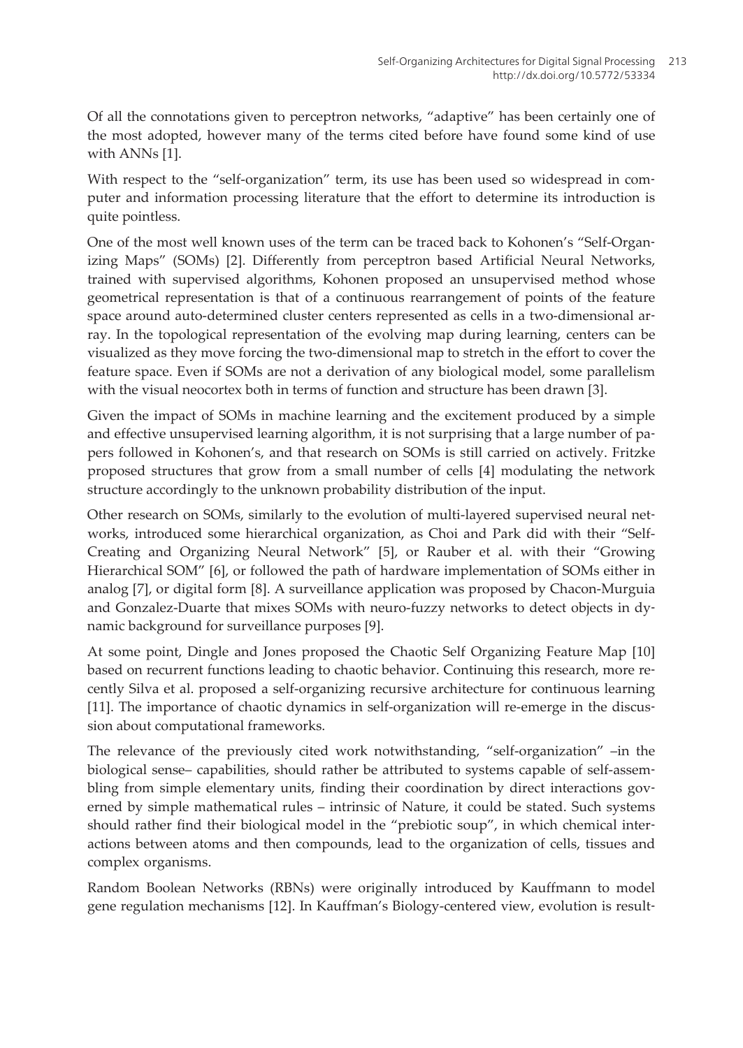Of all the connotations given to perceptron networks, "adaptive" has been certainly one of the most adopted, however many of the terms cited before have found some kind of use with ANNs [1].

With respect to the "self-organization" term, its use has been used so widespread in computer and information processing literature that the effort to determine its introduction is quite pointless.

One of the most well known uses of the term can be traced back to Kohonen's "Self-Organizing Maps" (SOMs) [2]. Differently from perceptron based Artificial Neural Networks, trained with supervised algorithms, Kohonen proposed an unsupervised method whose geometrical representation is that of a continuous rearrangement of points of the feature space around auto-determined cluster centers represented as cells in a two-dimensional array. In the topological representation of the evolving map during learning, centers can be visualized as they move forcing the two-dimensional map to stretch in the effort to cover the feature space. Even if SOMs are not a derivation of any biological model, some parallelism with the visual neocortex both in terms of function and structure has been drawn [3].

Given the impact of SOMs in machine learning and the excitement produced by a simple and effective unsupervised learning algorithm, it is not surprising that a large number of papers followed in Kohonen's, and that research on SOMs is still carried on actively. Fritzke proposed structures that grow from a small number of cells [4] modulating the network structure accordingly to the unknown probability distribution of the input.

Other research on SOMs, similarly to the evolution of multi-layered supervised neural networks, introduced some hierarchical organization, as Choi and Park did with their "Self-Creating and Organizing Neural Network" [5], or Rauber et al. with their "Growing Hierarchical SOM" [6], or followed the path of hardware implementation of SOMs either in analog [7], or digital form [8]. A surveillance application was proposed by Chacon-Murguia and Gonzalez-Duarte that mixes SOMs with neuro-fuzzy networks to detect objects in dynamic background for surveillance purposes [9].

At some point, Dingle and Jones proposed the Chaotic Self Organizing Feature Map [10] based on recurrent functions leading to chaotic behavior. Continuing this research, more recently Silva et al. proposed a self-organizing recursive architecture for continuous learning [11]. The importance of chaotic dynamics in self-organization will re-emerge in the discussion about computational frameworks.

The relevance of the previously cited work notwithstanding, "self-organization" –in the biological sense– capabilities, should rather be attributed to systems capable of self-assembling from simple elementary units, finding their coordination by direct interactions governed by simple mathematical rules – intrinsic of Nature, it could be stated. Such systems should rather find their biological model in the "prebiotic soup", in which chemical interactions between atoms and then compounds, lead to the organization of cells, tissues and complex organisms.

Random Boolean Networks (RBNs) were originally introduced by Kauffmann to model gene regulation mechanisms [12]. In Kauffman's Biology-centered view, evolution is result-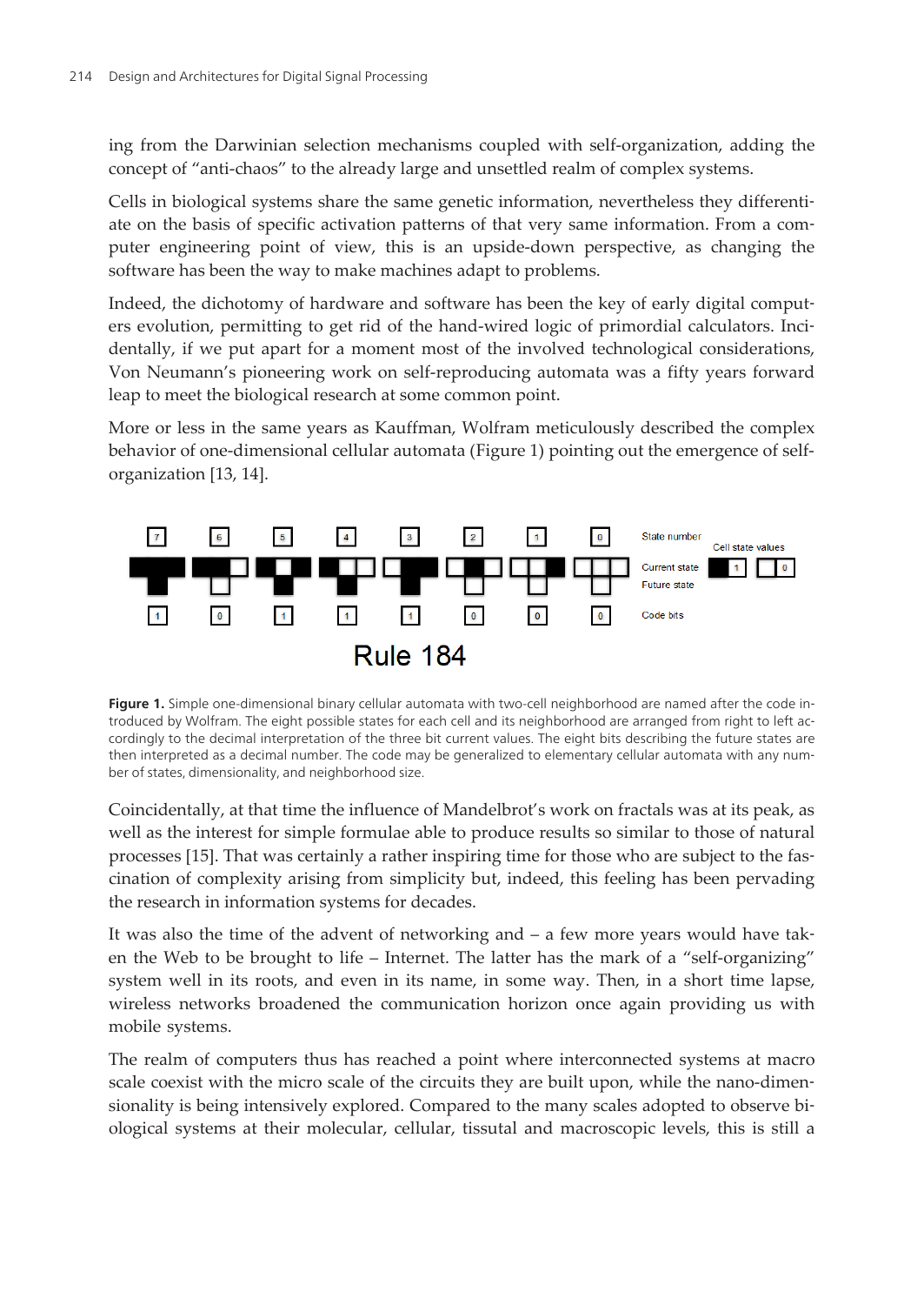ing from the Darwinian selection mechanisms coupled with self-organization, adding the concept of "anti-chaos" to the already large and unsettled realm of complex systems.

Cells in biological systems share the same genetic information, nevertheless they differentiate on the basis of specific activation patterns of that very same information. From a computer engineering point of view, this is an upside-down perspective, as changing the software has been the way to make machines adapt to problems.

Indeed, the dichotomy of hardware and software has been the key of early digital computers evolution, permitting to get rid of the hand-wired logic of primordial calculators. Incidentally, if we put apart for a moment most of the involved technological considerations, Von Neumann's pioneering work on self-reproducing automata was a fifty years forward leap to meet the biological research at some common point.

More or less in the same years as Kauffman, Wolfram meticulously described the complex behavior of one-dimensional cellular automata (Figure 1) pointing out the emergence of self-organization [13, 14].

**Figure 1.** Simple one-dimensional binary cellular automata with two-cell neighborhood are named after the code introduced by Wolfram. The eight possible states for each cell and its neighborhood are arranged from right to left accordingly to the decimal interpretation of the three bit current values. The eight bits describing the future states are then interpreted as a decimal number. The code may be generalized to elementary cellular automata with any number of states, dimensionality, and neighborhood size.

Coincidentally, at that time the influence of Mandelbrot's work on fractals was at its peak, as well as the interest for simple formulae able to produce results so similar to those of natural processes [15]. That was certainly a rather inspiring time for those who are subject to the fascination of complexity arising from simplicity but, indeed, this feeling has been pervading the research in information systems for decades.

It was also the time of the advent of networking and – a few more years would have taken the Web to be brought to life – Internet. The latter has the mark of a "self-organizing" system well in its roots, and even in its name, in some way. Then, in a short time lapse, wireless networks broadened the communication horizon once again providing us with mobile systems.

The realm of computers thus has reached a point where interconnected systems at macro scale coexist with the micro scale of the circuits they are built upon, while the nano-dimensionality is being intensively explored. Compared to the many scales adopted to observe biological systems at their molecular, cellular, tissutal and macroscopic levels, this is still a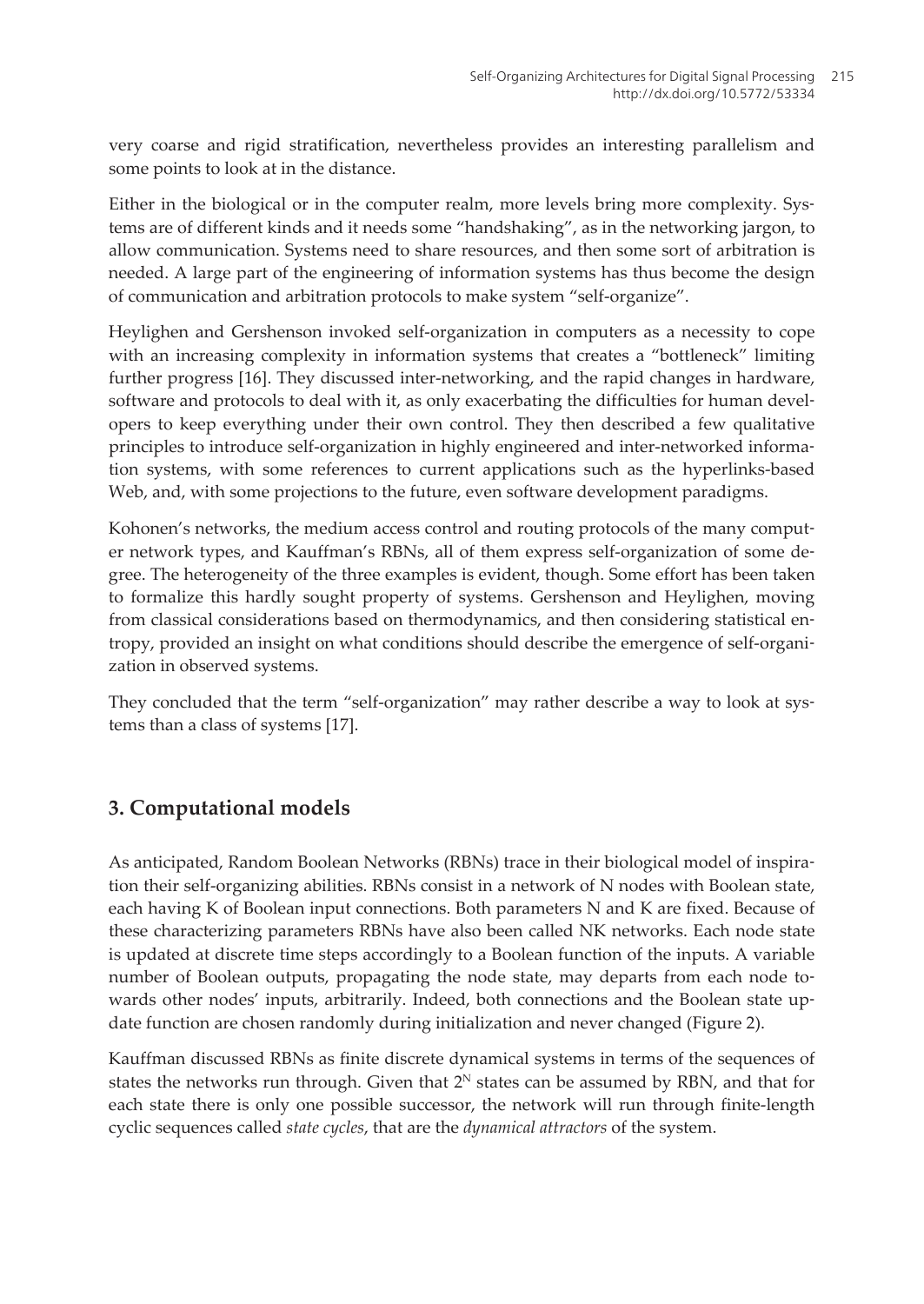very coarse and rigid stratification, nevertheless provides an interesting parallelism and some points to look at in the distance.

Either in the biological or in the computer realm, more levels bring more complexity. Systems are of different kinds and it needs some "handshaking", as in the networking jargon, to allow communication. Systems need to share resources, and then some sort of arbitration is needed. A large part of the engineering of information systems has thus become the design of communication and arbitration protocols to make system "self-organize".

Heylighen and Gershenson invoked self-organization in computers as a necessity to cope with an increasing complexity in information systems that creates a "bottleneck" limiting further progress [16]. They discussed inter-networking, and the rapid changes in hardware, software and protocols to deal with it, as only exacerbating the difficulties for human developers to keep everything under their own control. They then described a few qualitative principles to introduce self-organization in highly engineered and inter-networked information systems, with some references to current applications such as the hyperlinks-based Web, and, with some projections to the future, even software development paradigms.

Kohonen's networks, the medium access control and routing protocols of the many computer network types, and Kauffman's RBNs, all of them express self-organization of some degree. The heterogeneity of the three examples is evident, though. Some effort has been taken to formalize this hardly sought property of systems. Gershenson and Heylighen, moving from classical considerations based on thermodynamics, and then considering statistical entropy, provided an insight on what conditions should describe the emergence of self-organization in observed systems.

They concluded that the term "self-organization" may rather describe a way to look at systems than a class of systems [17].

## 3. Computational models

As anticipated, Random Boolean Networks (RBNs) trace in their biological model of inspiration their self-organizing abilities. RBNs consist in a network of N nodes with Boolean state, each having K of Boolean input connections. Both parameters N and K are fixed. Because of these characterizing parameters RBNs have also been called NK networks. Each node state is updated at discrete time steps accordingly to a Boolean function of the inputs. A variable number of Boolean outputs, propagating the node state, may departs from each node towards other nodes' inputs, arbitrarily. Indeed, both connections and the Boolean state update function are chosen randomly during initialization and never changed (Figure 2).

Kauffman discussed RBNs as finite discrete dynamical systems in terms of the sequences of states the networks run through. Given that $2^N$ states can be assumed by RBN, and that for each state there is only one possible successor, the network will run through finite-length cyclic sequences called *state cycles*, that are the *dynamical attractors* of the system.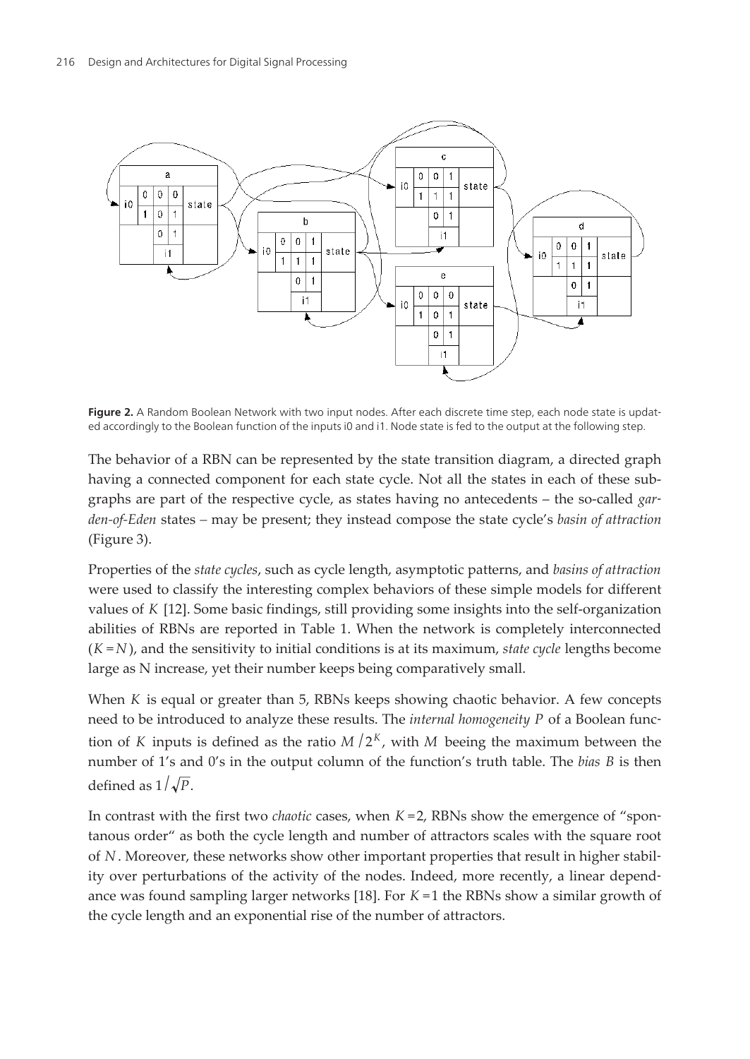**Figure 2.** A Random Boolean Network with two input nodes. After each discrete time step, each node state is updated accordingly to the Boolean function of the inputs i0 and i1. Node state is fed to the output at the following step.

The behavior of a RBN can be represented by the state transition diagram, a directed graph having a connected component for each state cycle. Not all the states in each of these subgraphs are part of the respective cycle, as states having no antecedents – the so-called *garden-of-Eden* states – may be present; they instead compose the state cycle's *basin of attraction* (Figure 3).

Properties of the *state cycles*, such as cycle length, asymptotic patterns, and *basins of attraction* were used to classify the interesting complex behaviors of these simple models for different values of $K$ [12]. Some basic findings, still providing some insights into the self-organization abilities of RBNs are reported in Table 1. When the network is completely interconnected ($K = N$), and the sensitivity to initial conditions is at its maximum, *state cycle* lengths become large as N increase, yet their number keeps being comparatively small.

When $K$ is equal or greater than 5, RBNs keeps showing chaotic behavior. A few concepts need to be introduced to analyze these results. The *internal homogeneity* $P$ of a Boolean function of $K$ inputs is defined as the ratio $M/2^K$, with $M$ beeing the maximum between the number of 1's and 0's in the output column of the function's truth table. The *bias* $B$ is then defined as $1/\sqrt{P}$.

In contrast with the first two *chaotic* cases, when $K = 2$, RBNs show the emergence of "spontanous order" as both the cycle length and number of attractors scales with the square root of $N$. Moreover, these networks show other important properties that result in higher stability over perturbations of the activity of the nodes. Indeed, more recently, a linear dependance was found sampling larger networks [18]. For $K = 1$ the RBNs show a similar growth of the cycle length and an exponential rise of the number of attractors.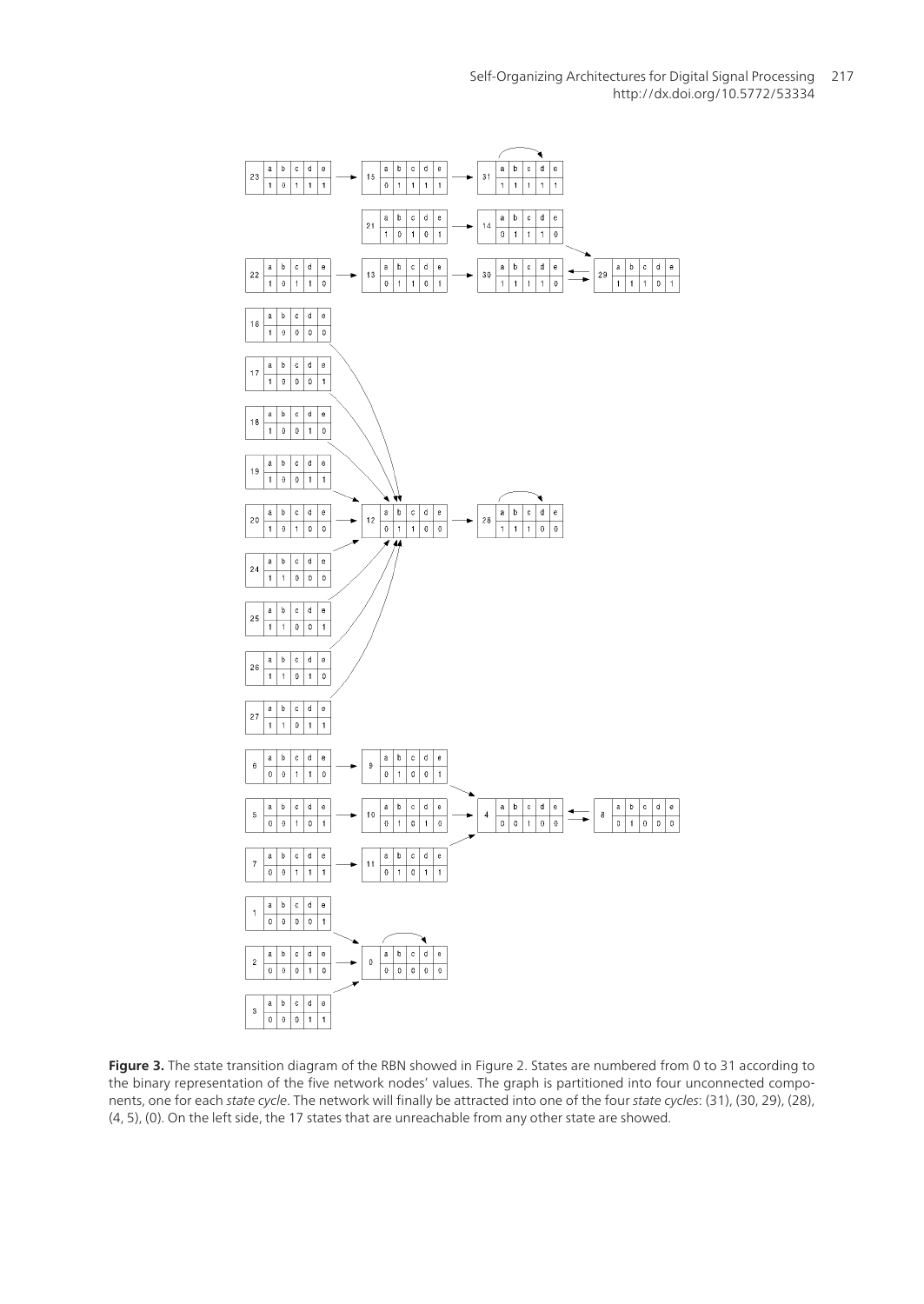**Figure 3.** The state transition diagram of the RBN showed in Figure 2. States are numbered from 0 to 31 according to the binary representation of the five network nodes' values. The graph is partitioned into four unconnected components, one for each *state cycle*. The network will finally be attracted into one of the four *state cycles*: (31), (30, 29), (28), (4, 5), (0). On the left side, the 17 states that are unreachable from any other state are showed.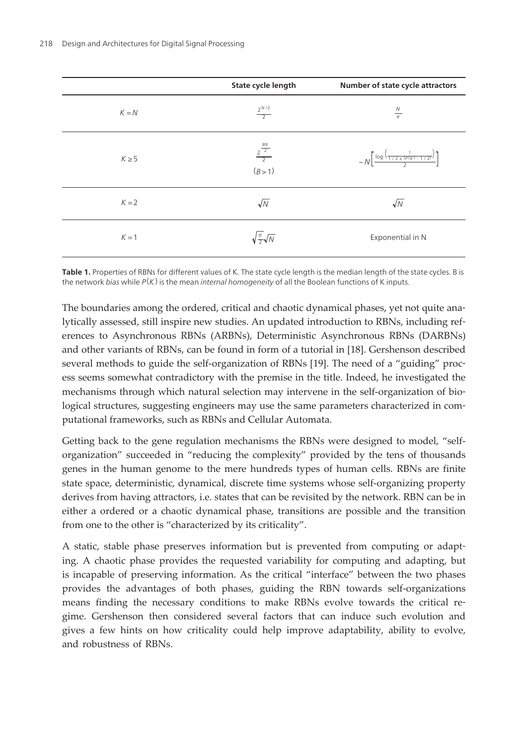|  | State cycle length | Number of state cycle attractors |
| --- | --- | --- |
| $K = N$ | $\frac{2^{N/2}}{2}$ | $\frac{N}{e}$ |
| $K \geq 5$ | $\frac{2^{\frac{BN}{2}}}{2}$ $(B > 1)$ | $\sim N\left[\frac{\log\left(\frac{1}{1/2 \pm (P(K) - 1/2)}\right)}{2}\right]$ |
| $K = 2$ | $\sqrt{N}$ | $\sqrt{N}$ |
| $K = 1$ | $\sqrt{\frac{\pi}{2}}\sqrt{N}$ | Exponential in N |

**Table 1.** Properties of RBNs for different values of K. The state cycle length is the median length of the state cycles. B is the network *bias* while $P(K)$ is the mean *internal homogeneity* of all the Boolean functions of K inputs.

The boundaries among the ordered, critical and chaotic dynamical phases, yet not quite analytically assessed, still inspire new studies. An updated introduction to RBNs, including references to Asynchronous RBNs (ARBNs), Deterministic Asynchronous RBNs (DARBNs) and other variants of RBNs, can be found in form of a tutorial in [18]. Gershenson described several methods to guide the self-organization of RBNs [19]. The need of a "guiding" process seems somewhat contradictory with the premise in the title. Indeed, he investigated the mechanisms through which natural selection may intervene in the self-organization of biological structures, suggesting engineers may use the same parameters characterized in computational frameworks, such as RBNs and Cellular Automata.

Getting back to the gene regulation mechanisms the RBNs were designed to model, "self-organization" succeeded in "reducing the complexity" provided by the tens of thousands genes in the human genome to the mere hundreds types of human cells. RBNs are finite state space, deterministic, dynamical, discrete time systems whose self-organizing property derives from having attractors, i.e. states that can be revisited by the network. RBN can be in either a ordered or a chaotic dynamical phase, transitions are possible and the transition from one to the other is "characterized by its criticality".

A static, stable phase preserves information but is prevented from computing or adapting. A chaotic phase provides the requested variability for computing and adapting, but is incapable of preserving information. As the critical "interface" between the two phases provides the advantages of both phases, guiding the RBN towards self-organizations means finding the necessary conditions to make RBNs evolve towards the critical regime. Gershenson then considered several factors that can induce such evolution and gives a few hints on how criticality could help improve adaptability, ability to evolve, and robustness of RBNs.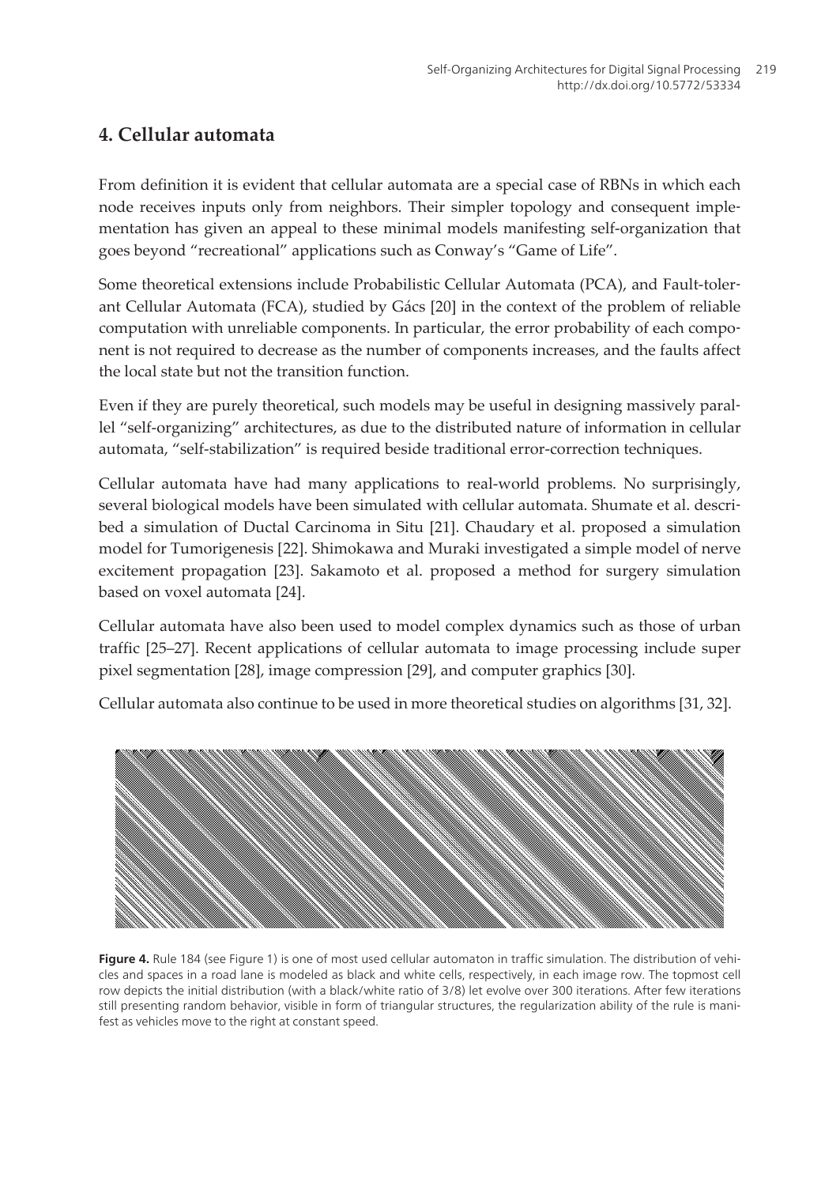## 4. Cellular automata

From definition it is evident that cellular automata are a special case of RBNs in which each node receives inputs only from neighbors. Their simpler topology and consequent implementation has given an appeal to these minimal models manifesting self-organization that goes beyond "recreational" applications such as Conway's "Game of Life".

Some theoretical extensions include Probabilistic Cellular Automata (PCA), and Fault-tolerant Cellular Automata (FCA), studied by Gács [20] in the context of the problem of reliable computation with unreliable components. In particular, the error probability of each component is not required to decrease as the number of components increases, and the faults affect the local state but not the transition function.

Even if they are purely theoretical, such models may be useful in designing massively parallel "self-organizing" architectures, as due to the distributed nature of information in cellular automata, "self-stabilization" is required beside traditional error-correction techniques.

Cellular automata have had many applications to real-world problems. No surprisingly, several biological models have been simulated with cellular automata. Shumate et al. described a simulation of Ductal Carcinoma in Situ [21]. Chaudary et al. proposed a simulation model for Tumorigenesis [22]. Shimokawa and Muraki investigated a simple model of nerve excitement propagation [23]. Sakamoto et al. proposed a method for surgery simulation based on voxel automata [24].

Cellular automata have also been used to model complex dynamics such as those of urban traffic [25–27]. Recent applications of cellular automata to image processing include super pixel segmentation [28], image compression [29], and computer graphics [30].

Cellular automata also continue to be used in more theoretical studies on algorithms [31, 32].

**Figure 4.** Rule 184 (see Figure 1) is one of most used cellular automaton in traffic simulation. The distribution of vehicles and spaces in a road lane is modeled as black and white cells, respectively, in each image row. The topmost cell row depicts the initial distribution (with a black/white ratio of 3/8) let evolve over 300 iterations. After few iterations still presenting random behavior, visible in form of triangular structures, the regularization ability of the rule is manifest as vehicles move to the right at constant speed.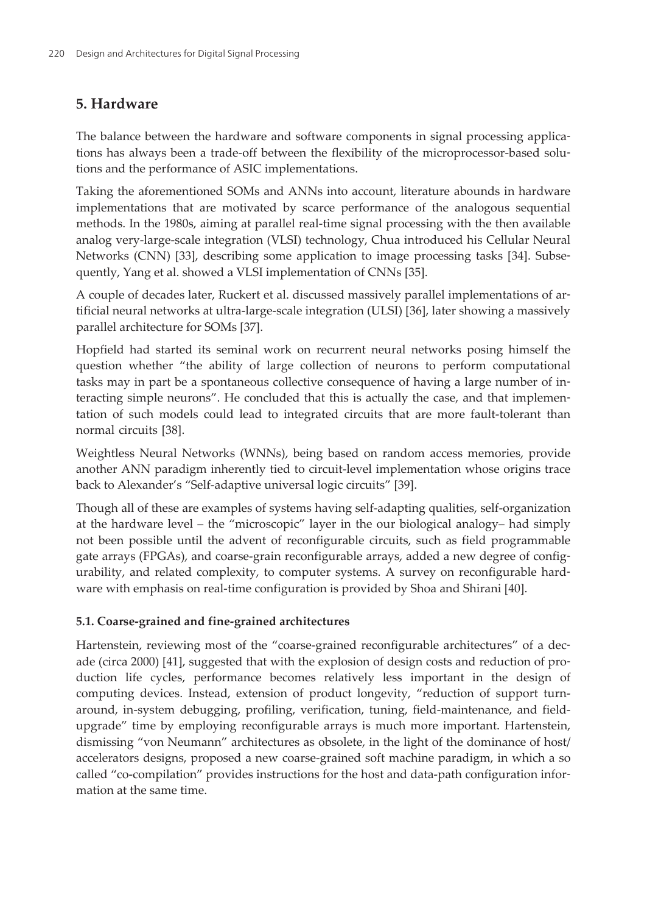## 5. Hardware

The balance between the hardware and software components in signal processing applications has always been a trade-off between the flexibility of the microprocessor-based solutions and the performance of ASIC implementations.

Taking the aforementioned SOMs and ANNs into account, literature abounds in hardware implementations that are motivated by scarce performance of the analogous sequential methods. In the 1980s, aiming at parallel real-time signal processing with the then available analog very-large-scale integration (VLSI) technology, Chua introduced his Cellular Neural Networks (CNN) [33], describing some application to image processing tasks [34]. Subsequently, Yang et al. showed a VLSI implementation of CNNs [35].

A couple of decades later, Ruckert et al. discussed massively parallel implementations of artificial neural networks at ultra-large-scale integration (ULSI) [36], later showing a massively parallel architecture for SOMs [37].

Hopfield had started its seminal work on recurrent neural networks posing himself the question whether "the ability of large collection of neurons to perform computational tasks may in part be a spontaneous collective consequence of having a large number of interacting simple neurons". He concluded that this is actually the case, and that implementation of such models could lead to integrated circuits that are more fault-tolerant than normal circuits [38].

Weightless Neural Networks (WNNs), being based on random access memories, provide another ANN paradigm inherently tied to circuit-level implementation whose origins trace back to Alexander's "Self-adaptive universal logic circuits" [39].

Though all of these are examples of systems having self-adapting qualities, self-organization at the hardware level – the "microscopic" layer in the our biological analogy– had simply not been possible until the advent of reconfigurable circuits, such as field programmable gate arrays (FPGAs), and coarse-grain reconfigurable arrays, added a new degree of configurability, and related complexity, to computer systems. A survey on reconfigurable hardware with emphasis on real-time configuration is provided by Shoa and Shirani [40].

### 5.1. Coarse-grained and fine-grained architectures

Hartenstein, reviewing most of the "coarse-grained reconfigurable architectures" of a decade (circa 2000) [41], suggested that with the explosion of design costs and reduction of production life cycles, performance becomes relatively less important in the design of computing devices. Instead, extension of product longevity, "reduction of support turn-around, in-system debugging, profiling, verification, tuning, field-maintenance, and field-upgrade" time by employing reconfigurable arrays is much more important. Hartenstein, dismissing "von Neumann" architectures as obsolete, in the light of the dominance of host/accelerators designs, proposed a new coarse-grained soft machine paradigm, in which a so called "co-compilation" provides instructions for the host and data-path configuration information at the same time.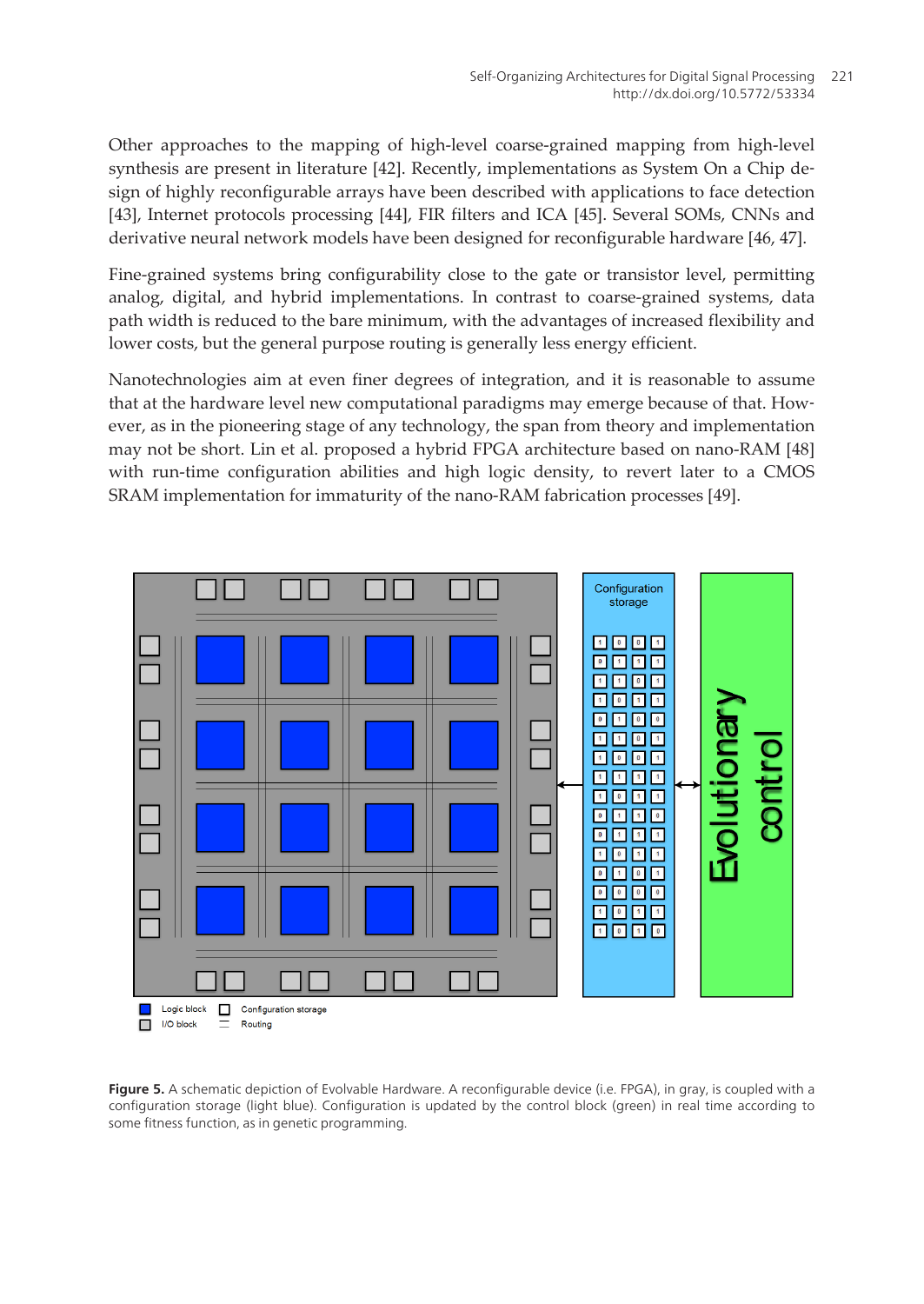Other approaches to the mapping of high-level coarse-grained mapping from high-level synthesis are present in literature [42]. Recently, implementations as System On a Chip design of highly reconfigurable arrays have been described with applications to face detection [43], Internet protocols processing [44], FIR filters and ICA [45]. Several SOMs, CNNs and derivative neural network models have been designed for reconfigurable hardware [46, 47].

Fine-grained systems bring configurability close to the gate or transistor level, permitting analog, digital, and hybrid implementations. In contrast to coarse-grained systems, data path width is reduced to the bare minimum, with the advantages of increased flexibility and lower costs, but the general purpose routing is generally less energy efficient.

Nanotechnologies aim at even finer degrees of integration, and it is reasonable to assume that at the hardware level new computational paradigms may emerge because of that. However, as in the pioneering stage of any technology, the span from theory and implementation may not be short. Lin et al. proposed a hybrid FPGA architecture based on nano-RAM [48] with run-time configuration abilities and high logic density, to revert later to a CMOS SRAM implementation for immaturity of the nano-RAM fabrication processes [49].

**Figure 5.** A schematic depiction of Evolvable Hardware. A reconfigurable device (i.e. FPGA), in gray, is coupled with a configuration storage (light blue). Configuration is updated by the control block (green) in real time according to some fitness function, as in genetic programming.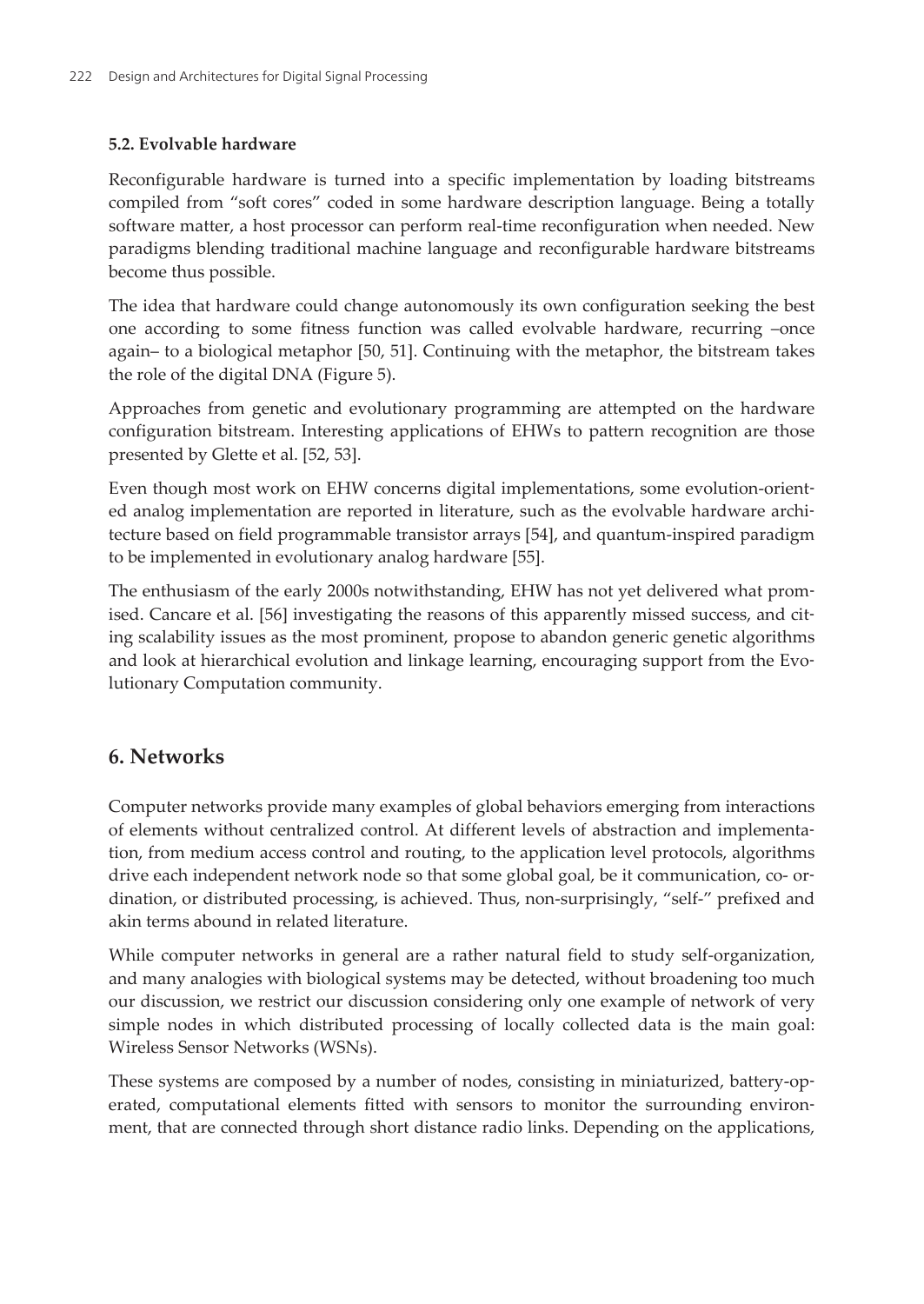### 5.2. Evolvable hardware

Reconfigurable hardware is turned into a specific implementation by loading bitstreams compiled from "soft cores" coded in some hardware description language. Being a totally software matter, a host processor can perform real-time reconfiguration when needed. New paradigms blending traditional machine language and reconfigurable hardware bitstreams become thus possible.

The idea that hardware could change autonomously its own configuration seeking the best one according to some fitness function was called evolvable hardware, recurring –once again– to a biological metaphor [50, 51]. Continuing with the metaphor, the bitstream takes the role of the digital DNA (Figure 5).

Approaches from genetic and evolutionary programming are attempted on the hardware configuration bitstream. Interesting applications of EHWs to pattern recognition are those presented by Glette et al. [52, 53].

Even though most work on EHW concerns digital implementations, some evolution-oriented analog implementation are reported in literature, such as the evolvable hardware architecture based on field programmable transistor arrays [54], and quantum-inspired paradigm to be implemented in evolutionary analog hardware [55].

The enthusiasm of the early 2000s notwithstanding, EHW has not yet delivered what promised. Cancare et al. [56] investigating the reasons of this apparently missed success, and citing scalability issues as the most prominent, propose to abandon generic genetic algorithms and look at hierarchical evolution and linkage learning, encouraging support from the Evolutionary Computation community.

## 6. Networks

Computer networks provide many examples of global behaviors emerging from interactions of elements without centralized control. At different levels of abstraction and implementation, from medium access control and routing, to the application level protocols, algorithms drive each independent network node so that some global goal, be it communication, co- ordination, or distributed processing, is achieved. Thus, non-surprisingly, "self-" prefixed and akin terms abound in related literature.

While computer networks in general are a rather natural field to study self-organization, and many analogies with biological systems may be detected, without broadening too much our discussion, we restrict our discussion considering only one example of network of very simple nodes in which distributed processing of locally collected data is the main goal: Wireless Sensor Networks (WSNs).

These systems are composed by a number of nodes, consisting in miniaturized, battery-operated, computational elements fitted with sensors to monitor the surrounding environment, that are connected through short distance radio links. Depending on the applications,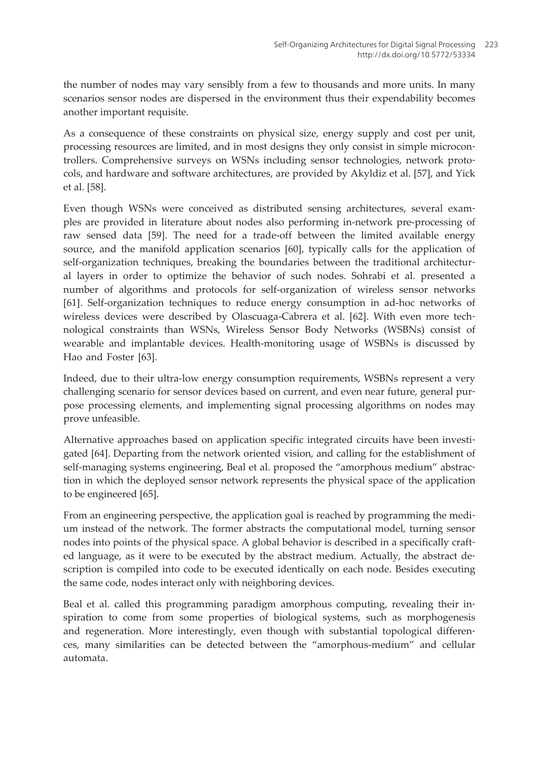the number of nodes may vary sensibly from a few to thousands and more units. In many scenarios sensor nodes are dispersed in the environment thus their expendability becomes another important requisite.

As a consequence of these constraints on physical size, energy supply and cost per unit, processing resources are limited, and in most designs they only consist in simple microcontrollers. Comprehensive surveys on WSNs including sensor technologies, network protocols, and hardware and software architectures, are provided by Akyldiz et al. [57], and Yick et al. [58].

Even though WSNs were conceived as distributed sensing architectures, several examples are provided in literature about nodes also performing in-network pre-processing of raw sensed data [59]. The need for a trade-off between the limited available energy source, and the manifold application scenarios [60], typically calls for the application of self-organization techniques, breaking the boundaries between the traditional architectural layers in order to optimize the behavior of such nodes. Sohrabi et al. presented a number of algorithms and protocols for self-organization of wireless sensor networks [61]. Self-organization techniques to reduce energy consumption in ad-hoc networks of wireless devices were described by Olascuaga-Cabrera et al. [62]. With even more technological constraints than WSNs, Wireless Sensor Body Networks (WSBNs) consist of wearable and implantable devices. Health-monitoring usage of WSBNs is discussed by Hao and Foster [63].

Indeed, due to their ultra-low energy consumption requirements, WSBNs represent a very challenging scenario for sensor devices based on current, and even near future, general purpose processing elements, and implementing signal processing algorithms on nodes may prove unfeasible.

Alternative approaches based on application specific integrated circuits have been investigated [64]. Departing from the network oriented vision, and calling for the establishment of self-managing systems engineering, Beal et al. proposed the "amorphous medium" abstraction in which the deployed sensor network represents the physical space of the application to be engineered [65].

From an engineering perspective, the application goal is reached by programming the medium instead of the network. The former abstracts the computational model, turning sensor nodes into points of the physical space. A global behavior is described in a specifically crafted language, as it were to be executed by the abstract medium. Actually, the abstract description is compiled into code to be executed identically on each node. Besides executing the same code, nodes interact only with neighboring devices.

Beal et al. called this programming paradigm amorphous computing, revealing their inspiration to come from some properties of biological systems, such as morphogenesis and regeneration. More interestingly, even though with substantial topological differences, many similarities can be detected between the "amorphous-medium" and cellular automata.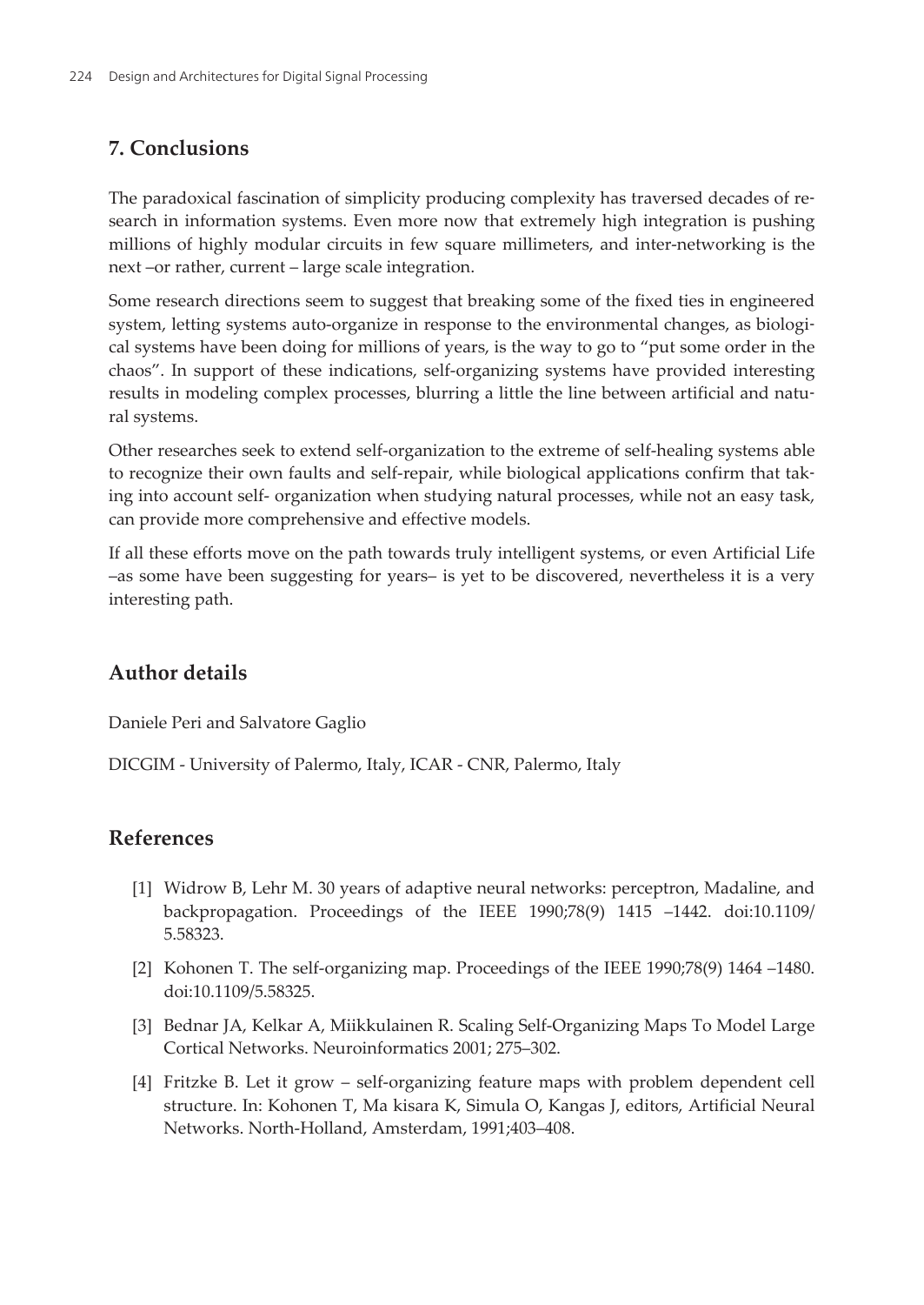## 7. Conclusions

The paradoxical fascination of simplicity producing complexity has traversed decades of research in information systems. Even more now that extremely high integration is pushing millions of highly modular circuits in few square millimeters, and inter-networking is the next –or rather, current – large scale integration.

Some research directions seem to suggest that breaking some of the fixed ties in engineered system, letting systems auto-organize in response to the environmental changes, as biological systems have been doing for millions of years, is the way to go to "put some order in the chaos". In support of these indications, self-organizing systems have provided interesting results in modeling complex processes, blurring a little the line between artificial and natural systems.

Other researches seek to extend self-organization to the extreme of self-healing systems able to recognize their own faults and self-repair, while biological applications confirm that taking into account self- organization when studying natural processes, while not an easy task, can provide more comprehensive and effective models.

If all these efforts move on the path towards truly intelligent systems, or even Artificial Life –as some have been suggesting for years– is yet to be discovered, nevertheless it is a very interesting path.

## Author details

Daniele Peri and Salvatore Gaglio

DICGIM - University of Palermo, Italy, ICAR - CNR, Palermo, Italy

## References

[1] Widrow B, Lehr M. 30 years of adaptive neural networks: perceptron, Madaline, and backpropagation. Proceedings of the IEEE 1990;78(9) 1415 –1442. doi:10.1109/5.58323.

[2] Kohonen T. The self-organizing map. Proceedings of the IEEE 1990;78(9) 1464 –1480. doi:10.1109/5.58325.

[3] Bednar JA, Kelkar A, Miikkulainen R. Scaling Self-Organizing Maps To Model Large Cortical Networks. Neuroinformatics 2001; 275–302.

[4] Fritzke B. Let it grow – self-organizing feature maps with problem dependent cell structure. In: Kohonen T, Ma kisara K, Simula O, Kangas J, editors, Artificial Neural Networks. North-Holland, Amsterdam, 1991;403–408.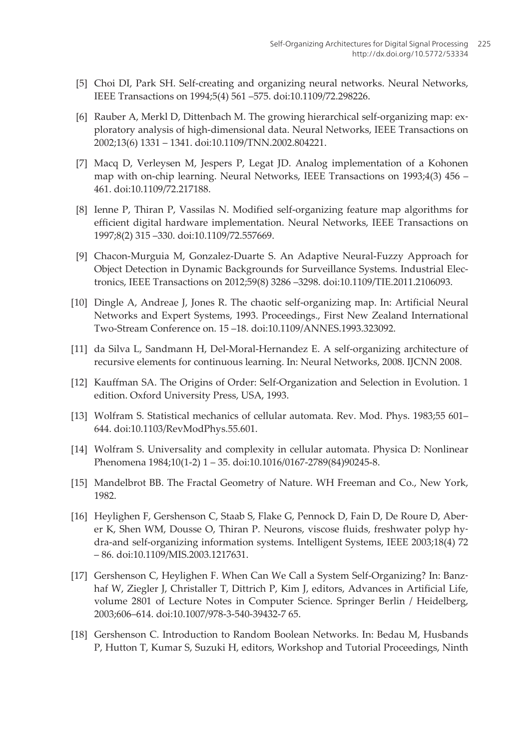[5] Choi DI, Park SH. Self-creating and organizing neural networks. Neural Networks, IEEE Transactions on 1994;5(4) 561 –575. doi:10.1109/72.298226.

[6] Rauber A, Merkl D, Dittenbach M. The growing hierarchical self-organizing map: exploratory analysis of high-dimensional data. Neural Networks, IEEE Transactions on 2002;13(6) 1331 – 1341. doi:10.1109/TNN.2002.804221.

[7] Macq D, Verleysen M, Jespers P, Legat JD. Analog implementation of a Kohonen map with on-chip learning. Neural Networks, IEEE Transactions on 1993;4(3) 456 – 461. doi:10.1109/72.217188.

[8] Ienne P, Thiran P, Vassilas N. Modified self-organizing feature map algorithms for efficient digital hardware implementation. Neural Networks, IEEE Transactions on 1997;8(2) 315 –330. doi:10.1109/72.557669.

[9] Chacon-Murguia M, Gonzalez-Duarte S. An Adaptive Neural-Fuzzy Approach for Object Detection in Dynamic Backgrounds for Surveillance Systems. Industrial Electronics, IEEE Transactions on 2012;59(8) 3286 –3298. doi:10.1109/TIE.2011.2106093.

[10] Dingle A, Andreae J, Jones R. The chaotic self-organizing map. In: Artificial Neural Networks and Expert Systems, 1993. Proceedings., First New Zealand International Two-Stream Conference on. 15 –18. doi:10.1109/ANNES.1993.323092.

[11] da Silva L, Sandmann H, Del-Moral-Hernandez E. A self-organizing architecture of recursive elements for continuous learning. In: Neural Networks, 2008. IJCNN 2008.

[12] Kauffman SA. The Origins of Order: Self-Organization and Selection in Evolution. 1 edition. Oxford University Press, USA, 1993.

[13] Wolfram S. Statistical mechanics of cellular automata. Rev. Mod. Phys. 1983;55 601–644. doi:10.1103/RevModPhys.55.601.

[14] Wolfram S. Universality and complexity in cellular automata. Physica D: Nonlinear Phenomena 1984;10(1-2) 1 – 35. doi:10.1016/0167-2789(84)90245-8.

[15] Mandelbrot BB. The Fractal Geometry of Nature. WH Freeman and Co., New York, 1982.

[16] Heylighen F, Gershenson C, Staab S, Flake G, Pennock D, Fain D, De Roure D, Aberer K, Shen WM, Dousse O, Thiran P. Neurons, viscose fluids, freshwater polyp hydra-and self-organizing information systems. Intelligent Systems, IEEE 2003;18(4) 72 – 86. doi:10.1109/MIS.2003.1217631.

[17] Gershenson C, Heylighen F. When Can We Call a System Self-Organizing? In: Banzhaf W, Ziegler J, Christaller T, Dittrich P, Kim J, editors, Advances in Artificial Life, volume 2801 of Lecture Notes in Computer Science. Springer Berlin / Heidelberg, 2003;606–614. doi:10.1007/978-3-540-39432-7 65.

[18] Gershenson C. Introduction to Random Boolean Networks. In: Bedau M, Husbands P, Hutton T, Kumar S, Suzuki H, editors, Workshop and Tutorial Proceedings, Ninth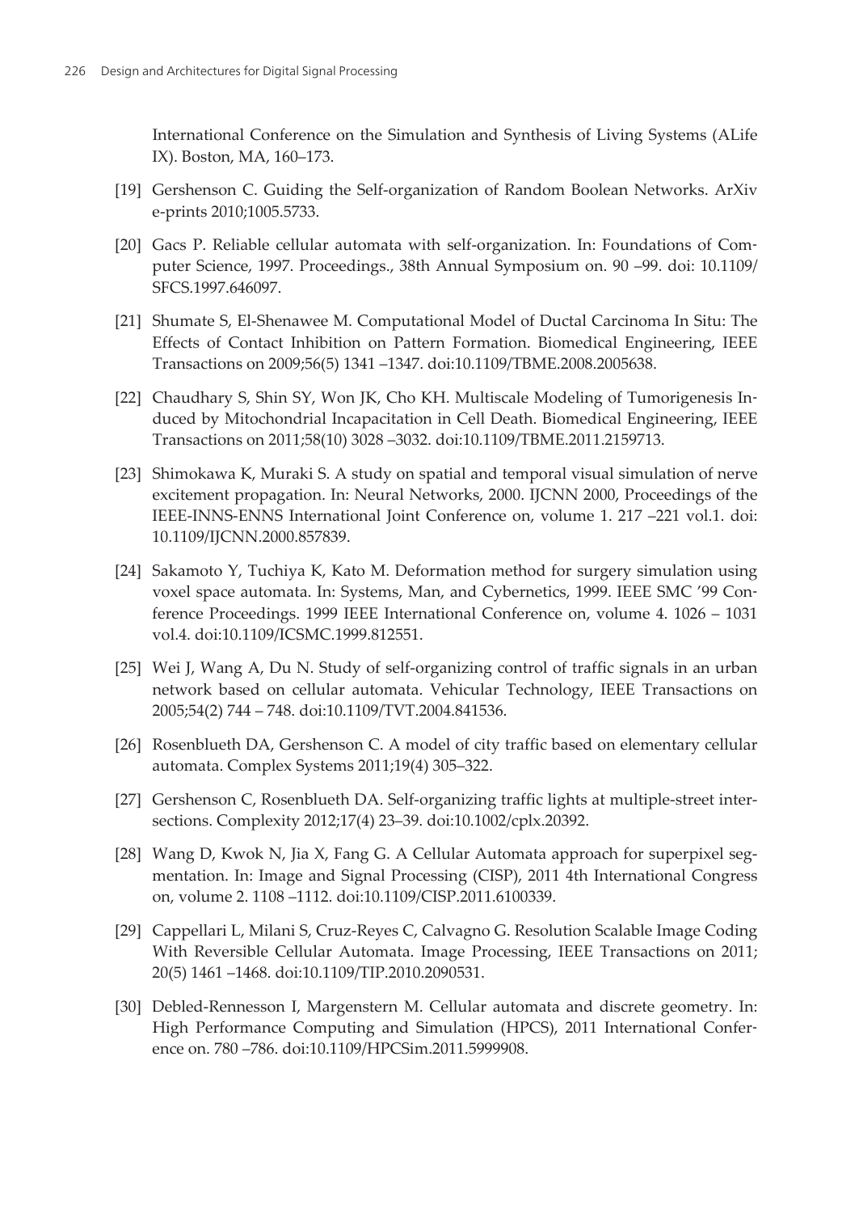International Conference on the Simulation and Synthesis of Living Systems (ALife IX). Boston, MA, 160–173.

[19] Gershenson C. Guiding the Self-organization of Random Boolean Networks. ArXiv e-prints 2010;1005.5733.

[20] Gacs P. Reliable cellular automata with self-organization. In: Foundations of Computer Science, 1997. Proceedings., 38th Annual Symposium on. 90 –99. doi: 10.1109/SFCS.1997.646097.

[21] Shumate S, El-Shenawee M. Computational Model of Ductal Carcinoma In Situ: The Effects of Contact Inhibition on Pattern Formation. Biomedical Engineering, IEEE Transactions on 2009;56(5) 1341 –1347. doi:10.1109/TBME.2008.2005638.

[22] Chaudhary S, Shin SY, Won JK, Cho KH. Multiscale Modeling of Tumorigenesis Induced by Mitochondrial Incapacitation in Cell Death. Biomedical Engineering, IEEE Transactions on 2011;58(10) 3028 –3032. doi:10.1109/TBME.2011.2159713.

[23] Shimokawa K, Muraki S. A study on spatial and temporal visual simulation of nerve excitement propagation. In: Neural Networks, 2000. IJCNN 2000, Proceedings of the IEEE-INNS-ENNS International Joint Conference on, volume 1. 217 –221 vol.1. doi: 10.1109/IJCNN.2000.857839.

[24] Sakamoto Y, Tuchiya K, Kato M. Deformation method for surgery simulation using voxel space automata. In: Systems, Man, and Cybernetics, 1999. IEEE SMC '99 Conference Proceedings. 1999 IEEE International Conference on, volume 4. 1026 – 1031 vol.4. doi:10.1109/ICSMC.1999.812551.

[25] Wei J, Wang A, Du N. Study of self-organizing control of traffic signals in an urban network based on cellular automata. Vehicular Technology, IEEE Transactions on 2005;54(2) 744 – 748. doi:10.1109/TVT.2004.841536.

[26] Rosenblueth DA, Gershenson C. A model of city traffic based on elementary cellular automata. Complex Systems 2011;19(4) 305–322.

[27] Gershenson C, Rosenblueth DA. Self-organizing traffic lights at multiple-street intersections. Complexity 2012;17(4) 23–39. doi:10.1002/cplx.20392.

[28] Wang D, Kwok N, Jia X, Fang G. A Cellular Automata approach for superpixel segmentation. In: Image and Signal Processing (CISP), 2011 4th International Congress on, volume 2. 1108 –1112. doi:10.1109/CISP.2011.6100339.

[29] Cappellari L, Milani S, Cruz-Reyes C, Calvagno G. Resolution Scalable Image Coding With Reversible Cellular Automata. Image Processing, IEEE Transactions on 2011; 20(5) 1461 –1468. doi:10.1109/TIP.2010.2090531.

[30] Debled-Rennesson I, Margenstern M. Cellular automata and discrete geometry. In: High Performance Computing and Simulation (HPCS), 2011 International Conference on. 780 –786. doi:10.1109/HPCSim.2011.5999908.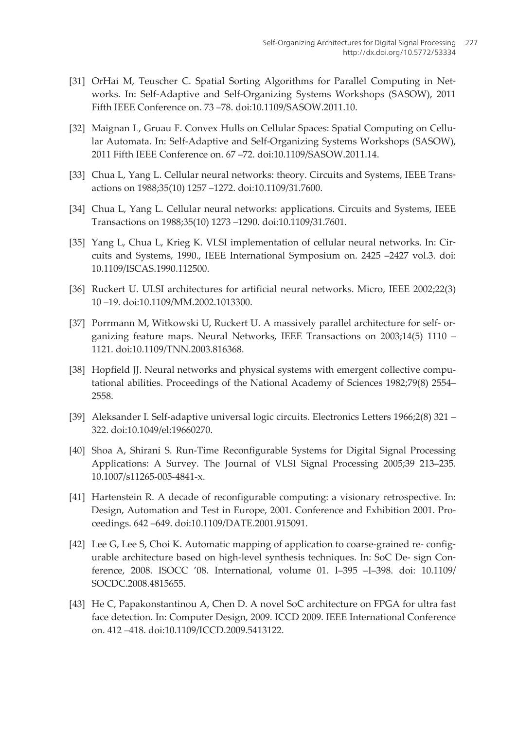[31] OrHai M, Teuscher C. Spatial Sorting Algorithms for Parallel Computing in Networks. In: Self-Adaptive and Self-Organizing Systems Workshops (SASOW), 2011 Fifth IEEE Conference on. 73 –78. doi:10.1109/SASOW.2011.10.

[32] Maignan L, Gruau F. Convex Hulls on Cellular Spaces: Spatial Computing on Cellular Automata. In: Self-Adaptive and Self-Organizing Systems Workshops (SASOW), 2011 Fifth IEEE Conference on. 67 –72. doi:10.1109/SASOW.2011.14.

[33] Chua L, Yang L. Cellular neural networks: theory. Circuits and Systems, IEEE Transactions on 1988;35(10) 1257 –1272. doi:10.1109/31.7600.

[34] Chua L, Yang L. Cellular neural networks: applications. Circuits and Systems, IEEE Transactions on 1988;35(10) 1273 –1290. doi:10.1109/31.7601.

[35] Yang L, Chua L, Krieg K. VLSI implementation of cellular neural networks. In: Circuits and Systems, 1990., IEEE International Symposium on. 2425 –2427 vol.3. doi: 10.1109/ISCAS.1990.112500.

[36] Ruckert U. ULSI architectures for artificial neural networks. Micro, IEEE 2002;22(3) 10 –19. doi:10.1109/MM.2002.1013300.

[37] Porrmann M, Witkowski U, Ruckert U. A massively parallel architecture for self- organizing feature maps. Neural Networks, IEEE Transactions on 2003;14(5) 1110 – 1121. doi:10.1109/TNN.2003.816368.

[38] Hopfield JJ. Neural networks and physical systems with emergent collective computational abilities. Proceedings of the National Academy of Sciences 1982;79(8) 2554–2558.

[39] Aleksander I. Self-adaptive universal logic circuits. Electronics Letters 1966;2(8) 321 – 322. doi:10.1049/el:19660270.

[40] Shoa A, Shirani S. Run-Time Reconfigurable Systems for Digital Signal Processing Applications: A Survey. The Journal of VLSI Signal Processing 2005;39 213–235. 10.1007/s11265-005-4841-x.

[41] Hartenstein R. A decade of reconfigurable computing: a visionary retrospective. In: Design, Automation and Test in Europe, 2001. Conference and Exhibition 2001. Proceedings. 642 –649. doi:10.1109/DATE.2001.915091.

[42] Lee G, Lee S, Choi K. Automatic mapping of application to coarse-grained re- configurable architecture based on high-level synthesis techniques. In: SoC De- sign Conference, 2008. ISOCC '08. International, volume 01. I–395 –I–398. doi: 10.1109/ SOCDC.2008.4815655.

[43] He C, Papakonstantinou A, Chen D. A novel SoC architecture on FPGA for ultra fast face detection. In: Computer Design, 2009. ICCD 2009. IEEE International Conference on. 412 –418. doi:10.1109/ICCD.2009.5413122.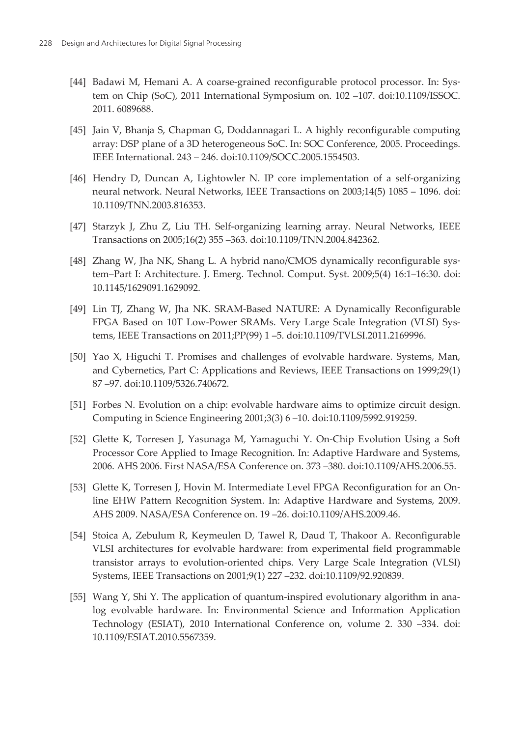[44] Badawi M, Hemani A. A coarse-grained reconfigurable protocol processor. In: System on Chip (SoC), 2011 International Symposium on. 102 –107. doi:10.1109/ISSOC.2011. 6089688.

[45] Jain V, Bhanja S, Chapman G, Doddannagari L. A highly reconfigurable computing array: DSP plane of a 3D heterogeneous SoC. In: SOC Conference, 2005. Proceedings. IEEE International. 243 – 246. doi:10.1109/SOCC.2005.1554503.

[46] Hendry D, Duncan A, Lightowler N. IP core implementation of a self-organizing neural network. Neural Networks, IEEE Transactions on 2003;14(5) 1085 – 1096. doi: 10.1109/TNN.2003.816353.

[47] Starzyk J, Zhu Z, Liu TH. Self-organizing learning array. Neural Networks, IEEE Transactions on 2005;16(2) 355 –363. doi:10.1109/TNN.2004.842362.

[48] Zhang W, Jha NK, Shang L. A hybrid nano/CMOS dynamically reconfigurable system–Part I: Architecture. J. Emerg. Technol. Comput. Syst. 2009;5(4) 16:1–16:30. doi: 10.1145/1629091.1629092.

[49] Lin TJ, Zhang W, Jha NK. SRAM-Based NATURE: A Dynamically Reconfigurable FPGA Based on 10T Low-Power SRAMs. Very Large Scale Integration (VLSI) Systems, IEEE Transactions on 2011;PP(99) 1 –5. doi:10.1109/TVLSI.2011.2169996.

[50] Yao X, Higuchi T. Promises and challenges of evolvable hardware. Systems, Man, and Cybernetics, Part C: Applications and Reviews, IEEE Transactions on 1999;29(1) 87 –97. doi:10.1109/5326.740672.

[51] Forbes N. Evolution on a chip: evolvable hardware aims to optimize circuit design. Computing in Science Engineering 2001;3(3) 6 –10. doi:10.1109/5992.919259.

[52] Glette K, Torresen J, Yasunaga M, Yamaguchi Y. On-Chip Evolution Using a Soft Processor Core Applied to Image Recognition. In: Adaptive Hardware and Systems, 2006. AHS 2006. First NASA/ESA Conference on. 373 –380. doi:10.1109/AHS.2006.55.

[53] Glette K, Torresen J, Hovin M. Intermediate Level FPGA Reconfiguration for an Online EHW Pattern Recognition System. In: Adaptive Hardware and Systems, 2009. AHS 2009. NASA/ESA Conference on. 19 –26. doi:10.1109/AHS.2009.46.

[54] Stoica A, Zebulum R, Keymeulen D, Tawel R, Daud T, Thakoor A. Reconfigurable VLSI architectures for evolvable hardware: from experimental field programmable transistor arrays to evolution-oriented chips. Very Large Scale Integration (VLSI) Systems, IEEE Transactions on 2001;9(1) 227 –232. doi:10.1109/92.920839.

[55] Wang Y, Shi Y. The application of quantum-inspired evolutionary algorithm in analog evolvable hardware. In: Environmental Science and Information Application Technology (ESIAT), 2010 International Conference on, volume 2. 330 –334. doi: 10.1109/ESIAT.2010.5567359.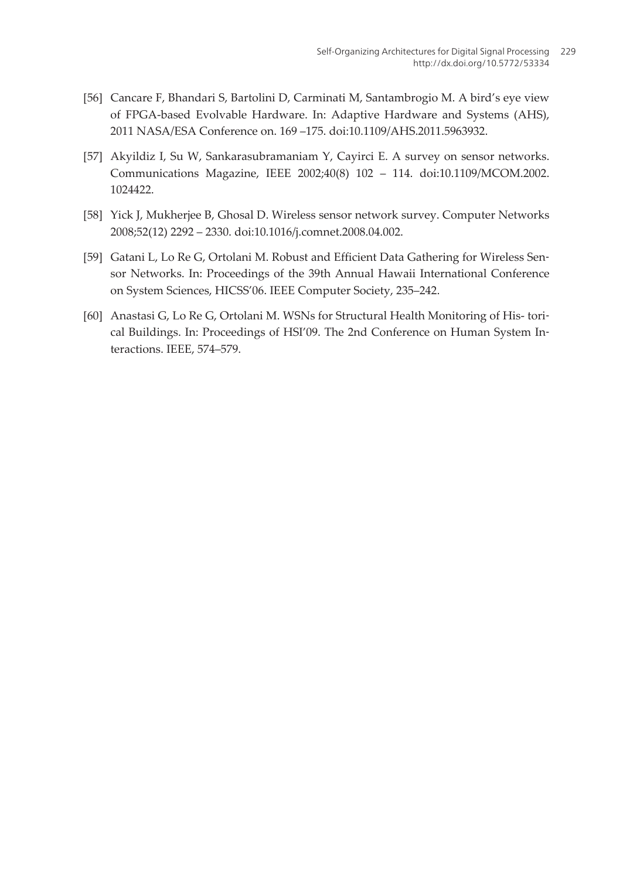[56] Cancare F, Bhandari S, Bartolini D, Carminati M, Santambrogio M. A bird's eye view of FPGA-based Evolvable Hardware. In: Adaptive Hardware and Systems (AHS), 2011 NASA/ESA Conference on. 169 –175. doi:10.1109/AHS.2011.5963932.

[57] Akyildiz I, Su W, Sankarasubramaniam Y, Cayirci E. A survey on sensor networks. Communications Magazine, IEEE 2002;40(8) 102 – 114. doi:10.1109/MCOM.2002.1024422.

[58] Yick J, Mukherjee B, Ghosal D. Wireless sensor network survey. Computer Networks 2008;52(12) 2292 – 2330. doi:10.1016/j.comnet.2008.04.002.

[59] Gatani L, Lo Re G, Ortolani M. Robust and Efficient Data Gathering for Wireless Sensor Networks. In: Proceedings of the 39th Annual Hawaii International Conference on System Sciences, HICSS'06. IEEE Computer Society, 235–242.

[60] Anastasi G, Lo Re G, Ortolani M. WSNs for Structural Health Monitoring of His- torical Buildings. In: Proceedings of HSI'09. The 2nd Conference on Human System Interactions. IEEE, 574–579.